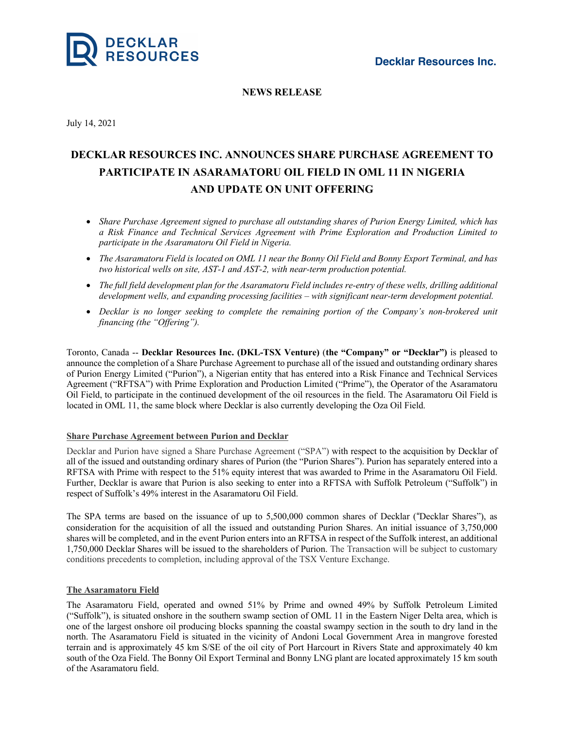**Decklar Resources Inc.**

**NEWS RELEASE**

July 14, 2021

# DECKLAR RESOURCES INC. ANNOUNCES SHARE PURCHASE AGREEMENT TO PARTICIPATE IN ASARAMATORU OIL FIELD IN OML 11 IN NIGERIA AND UPDATE ON UNIT OFFERING

- *Share Purchase Agreement signed to purchase all outstanding shares of Purion Energy Limited, which has a Risk Finance and Technical Services Agreement with Prime Exploration and Production Limited to participate in the Asaramatoru Oil Field in Nigeria.*
- *The Asaramatoru Field is located on OML 11 near the Bonny Oil Field and Bonny Export Terminal, and has two historical wells on site, AST-1 and AST-2, with near-term production potential.*
- *The full field development plan for the Asaramatoru Field includes re-entry of these wells, drilling additional development wells, and expanding processing facilities – with significant near-term development potential.*
- *Decklar is no longer seeking to complete the remaining portion of the Company's non-brokered unit financing (the "Offering").*

Toronto, Canada -- **Decklar Resources Inc. (DKL-TSX Venture)** (**the "Company" or "Decklar")** is pleased to announce the completion of a Share Purchase Agreement to purchase all of the issued and outstanding ordinary shares of Purion Energy Limited ("Purion"), a Nigerian entity that has entered into a Risk Finance and Technical Services Agreement ("RFTSA") with Prime Exploration and Production Limited ("Prime"), the Operator of the Asaramatoru Oil Field, to participate in the continued development of the oil resources in the field. The Asaramatoru Oil Field is located in OML 11, the same block where Decklar is also currently developing the Oza Oil Field.

## Share Purchase Agreement between Purion and Decklar

Decklar and Purion have signed a Share Purchase Agreement ("SPA") with respect to the acquisition by Decklar of all of the issued and outstanding ordinary shares of Purion (the "Purion Shares"). Purion has separately entered into a RFTSA with Prime with respect to the 51% equity interest that was awarded to Prime in the Asaramatoru Oil Field. Further, Decklar is aware that Purion is also seeking to enter into a RFTSA with Suffolk Petroleum ("Suffolk") in respect of Suffolk's 49% interest in the Asaramatoru Oil Field.

The SPA terms are based on the issuance of up to 5,500,000 common shares of Decklar ("Decklar Shares"), as consideration for the acquisition of all the issued and outstanding Purion Shares. An initial issuance of 3,750,000 shares will be completed, and in the event Purion enters into an RFTSA in respect of the Suffolk interest, an additional 1,750,000 Decklar Shares will be issued to the shareholders of Purion. The Transaction will be subject to customary conditions precedents to completion, including approval of the TSX Venture Exchange.

## The Asaramatoru Field

The Asaramatoru Field, operated and owned 51% by Prime and owned 49% by Suffolk Petroleum Limited ("Suffolk"), is situated onshore in the southern swamp section of OML 11 in the Eastern Niger Delta area, which is one of the largest onshore oil producing blocks spanning the coastal swampy section in the south to dry land in the north. The Asaramatoru Field is situated in the vicinity of Andoni Local Government Area in mangrove forested terrain and is approximately 45 km S/SE of the oil city of Port Harcourt in Rivers State and approximately 40 km south of the Oza Field. The Bonny Oil Export Terminal and Bonny LNG plant are located approximately 15 km south of the Asaramatoru field.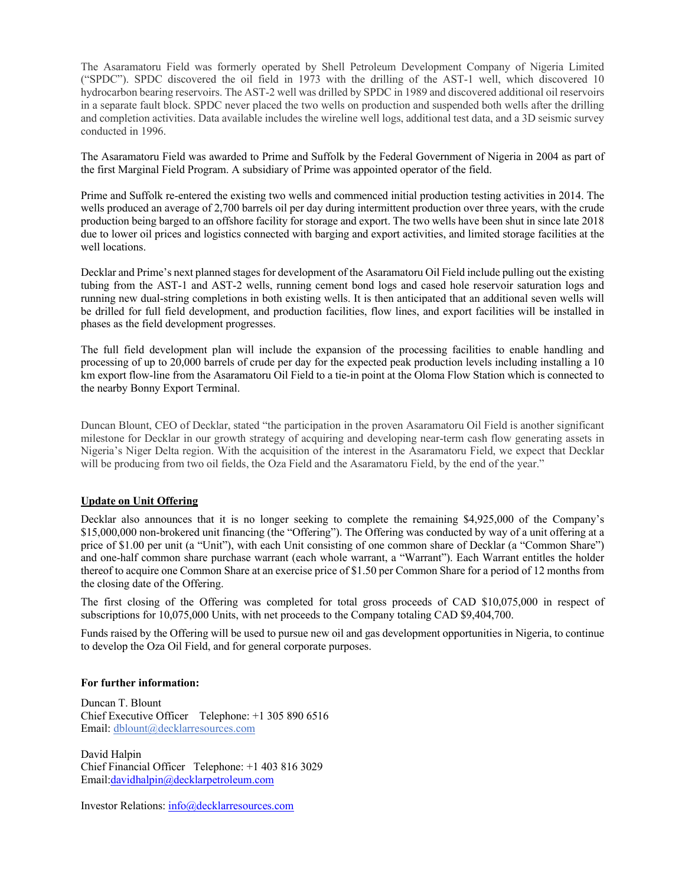The Asaramatoru Field was formerly operated by Shell Petroleum Development Company of Nigeria Limited ("SPDC"). SPDC discovered the oil field in 1973 with the drilling of the AST-1 well, which discovered 10 hydrocarbon bearing reservoirs. The AST-2 well was drilled by SPDC in 1989 and discovered additional oil reservoirs in a separate fault block. SPDC never placed the two wells on production and suspended both wells after the drilling and completion activities. Data available includes the wireline well logs, additional test data, and a 3D seismic survey conducted in 1996.

The Asaramatoru Field was awarded to Prime and Suffolk by the Federal Government of Nigeria in 2004 as part of the first Marginal Field Program. A subsidiary of Prime was appointed operator of the field.

Prime and Suffolk re-entered the existing two wells and commenced initial production testing activities in 2014. The wells produced an average of 2,700 barrels oil per day during intermittent production over three years, with the crude production being barged to an offshore facility for storage and export. The two wells have been shut in since late 2018 due to lower oil prices and logistics connected with barging and export activities, and limited storage facilities at the well locations.

Decklar and Prime's next planned stages for development of the Asaramatoru Oil Field include pulling out the existing tubing from the AST-1 and AST-2 wells, running cement bond logs and cased hole reservoir saturation logs and running new dual-string completions in both existing wells. It is then anticipated that an additional seven wells will be drilled for full field development, and production facilities, flow lines, and export facilities will be installed in phases as the field development progresses.

The full field development plan will include the expansion of the processing facilities to enable handling and processing of up to 20,000 barrels of crude per day for the expected peak production levels including installing a 10 km export flow-line from the Asaramatoru Oil Field to a tie-in point at the Oloma Flow Station which is connected to the nearby Bonny Export Terminal.

Duncan Blount, CEO of Decklar, stated "the participation in the proven Asaramatoru Oil Field is another significant milestone for Decklar in our growth strategy of acquiring and developing near-term cash flow generating assets in Nigeria's Niger Delta region. With the acquisition of the interest in the Asaramatoru Field, we expect that Decklar will be producing from two oil fields, the Oza Field and the Asaramatoru Field, by the end of the year."

**Update on Unit Offering**

Decklar also announces that it is no longer seeking to complete the remaining $4,925,000 of the Company's $15,000,000 non-brokered unit financing (the "Offering"). The Offering was conducted by way of a unit offering at a price of $1.00 per unit (a "Unit"), with each Unit consisting of one common share of Decklar (a "Common Share") and one-half common share purchase warrant (each whole warrant, a "Warrant"). Each Warrant entitles the holder thereof to acquire one Common Share at an exercise price of $1.50 per Common Share for a period of 12 months from the closing date of the Offering.

The first closing of the Offering was completed for total gross proceeds of CAD $10,075,000 in respect of subscriptions for 10,075,000 Units, with net proceeds to the Company totaling CAD $9,404,700.

Funds raised by the Offering will be used to pursue new oil and gas development opportunities in Nigeria, to continue to develop the Oza Oil Field, and for general corporate purposes.

**For further information:**

Duncan T. Blount
Chief Executive Officer Telephone: +1 305 890 6516
Email: dblount@decklarresources.com

David Halpin
Chief Financial Officer Telephone: +1 403 816 3029
Email:davidhalpin@decklarpetroleum.com

Investor Relations: info@decklarresources.com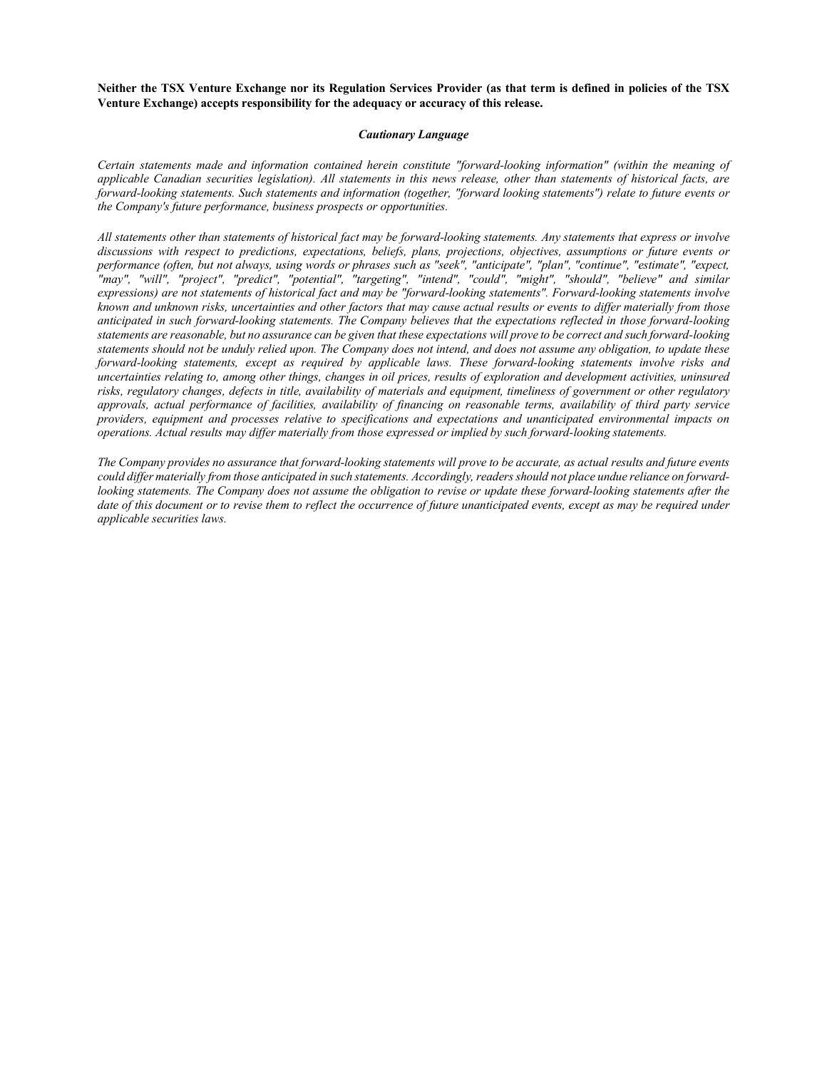**Neither the TSX Venture Exchange nor its Regulation Services Provider (as that term is defined in policies of the TSX Venture Exchange) accepts responsibility for the adequacy or accuracy of this release.**

***Cautionary Language***

*Certain statements made and information contained herein constitute "forward-looking information" (within the meaning of applicable Canadian securities legislation). All statements in this news release, other than statements of historical facts, are forward-looking statements. Such statements and information (together, "forward looking statements") relate to future events or the Company's future performance, business prospects or opportunities.*

*All statements other than statements of historical fact may be forward-looking statements. Any statements that express or involve discussions with respect to predictions, expectations, beliefs, plans, projections, objectives, assumptions or future events or performance (often, but not always, using words or phrases such as "seek", "anticipate", "plan", "continue", "estimate", "expect, "may", "will", "project", "predict", "potential", "targeting", "intend", "could", "might", "should", "believe" and similar expressions) are not statements of historical fact and may be "forward-looking statements". Forward-looking statements involve known and unknown risks, uncertainties and other factors that may cause actual results or events to differ materially from those anticipated in such forward-looking statements. The Company believes that the expectations reflected in those forward-looking statements are reasonable, but no assurance can be given that these expectations will prove to be correct and such forward-looking statements should not be unduly relied upon. The Company does not intend, and does not assume any obligation, to update these forward-looking statements, except as required by applicable laws. These forward-looking statements involve risks and uncertainties relating to, among other things, changes in oil prices, results of exploration and development activities, uninsured risks, regulatory changes, defects in title, availability of materials and equipment, timeliness of government or other regulatory approvals, actual performance of facilities, availability of financing on reasonable terms, availability of third party service providers, equipment and processes relative to specifications and expectations and unanticipated environmental impacts on operations. Actual results may differ materially from those expressed or implied by such forward-looking statements.*

*The Company provides no assurance that forward-looking statements will prove to be accurate, as actual results and future events could differ materially from those anticipated in such statements. Accordingly, readers should not place undue reliance on forward-looking statements. The Company does not assume the obligation to revise or update these forward-looking statements after the date of this document or to revise them to reflect the occurrence of future unanticipated events, except as may be required under applicable securities laws.*